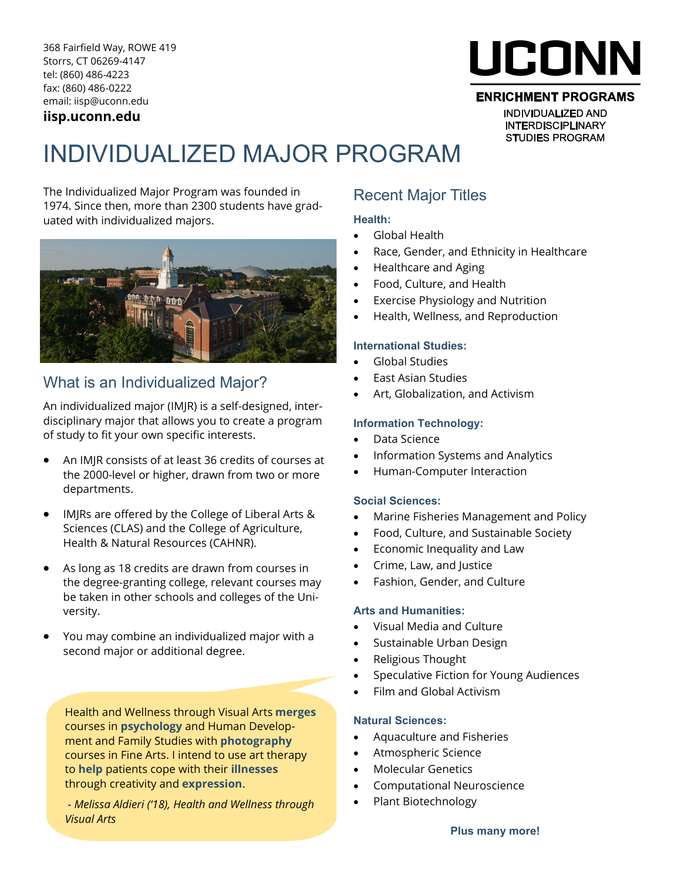368 Fairfield Way, ROWE 419
Storrs, CT 06269-4147
tel: (860) 486-4223
fax: (860) 486-0222
email: iisp@uconn.edu

**iisp.uconn.edu**

UCONN
**ENRICHMENT PROGRAMS**
INDIVIDUALIZED AND INTERDISCIPLINARY STUDIES PROGRAM

# INDIVIDUALIZED MAJOR PROGRAM

The Individualized Major Program was founded in 1974. Since then, more than 2300 students have graduated with individualized majors.

## What is an Individualized Major?

An individualized major (IMJR) is a self-designed, interdisciplinary major that allows you to create a program of study to fit your own specific interests.

- An IMJR consists of at least 36 credits of courses at the 2000-level or higher, drawn from two or more departments.
- IMJRs are offered by the College of Liberal Arts & Sciences (CLAS) and the College of Agriculture, Health & Natural Resources (CAHNR).
- As long as 18 credits are drawn from courses in the degree-granting college, relevant courses may be taken in other schools and colleges of the University.
- You may combine an individualized major with a second major or additional degree.

Health and Wellness through Visual Arts **merges** courses in **psychology** and Human Development and Family Studies with **photography** courses in Fine Arts. I intend to use art therapy to **help** patients cope with their **illnesses** through creativity and **expression**.

*- Melissa Aldieri ('18), Health and Wellness through Visual Arts*

## Recent Major Titles

### Health:

- Global Health
- Race, Gender, and Ethnicity in Healthcare
- Healthcare and Aging
- Food, Culture, and Health
- Exercise Physiology and Nutrition
- Health, Wellness, and Reproduction

### International Studies:

- Global Studies
- East Asian Studies
- Art, Globalization, and Activism

### Information Technology:

- Data Science
- Information Systems and Analytics
- Human-Computer Interaction

### Social Sciences:

- Marine Fisheries Management and Policy
- Food, Culture, and Sustainable Society
- Economic Inequality and Law
- Crime, Law, and Justice
- Fashion, Gender, and Culture

### Arts and Humanities:

- Visual Media and Culture
- Sustainable Urban Design
- Religious Thought
- Speculative Fiction for Young Audiences
- Film and Global Activism

### Natural Sciences:

- Aquaculture and Fisheries
- Atmospheric Science
- Molecular Genetics
- Computational Neuroscience
- Plant Biotechnology

**Plus many more!**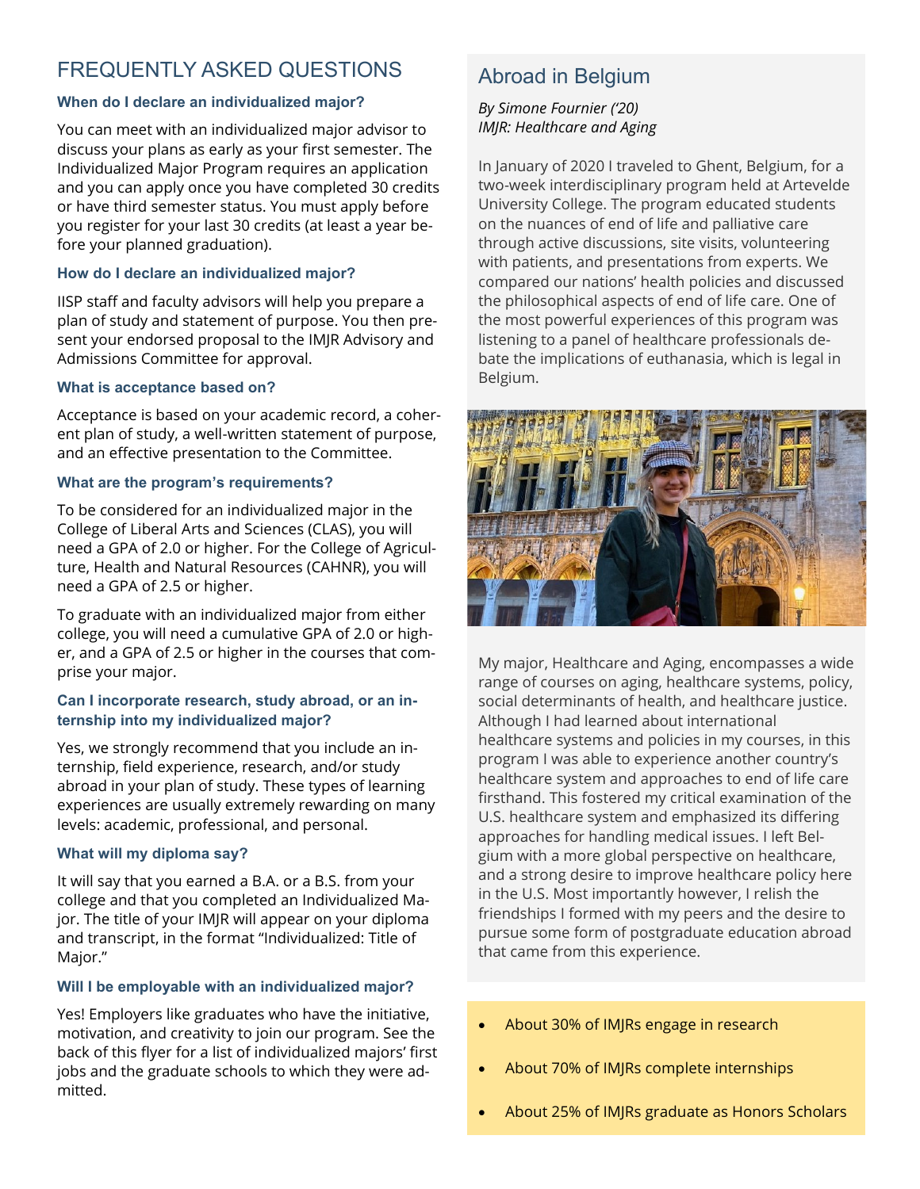# FREQUENTLY ASKED QUESTIONS

### When do I declare an individualized major?

You can meet with an individualized major advisor to discuss your plans as early as your first semester. The Individualized Major Program requires an application and you can apply once you have completed 30 credits or have third semester status. You must apply before you register for your last 30 credits (at least a year before your planned graduation).

### How do I declare an individualized major?

IISP staff and faculty advisors will help you prepare a plan of study and statement of purpose. You then present your endorsed proposal to the IMJR Advisory and Admissions Committee for approval.

### What is acceptance based on?

Acceptance is based on your academic record, a coherent plan of study, a well-written statement of purpose, and an effective presentation to the Committee.

### What are the program's requirements?

To be considered for an individualized major in the College of Liberal Arts and Sciences (CLAS), you will need a GPA of 2.0 or higher. For the College of Agriculture, Health and Natural Resources (CAHNR), you will need a GPA of 2.5 or higher.

To graduate with an individualized major from either college, you will need a cumulative GPA of 2.0 or higher, and a GPA of 2.5 or higher in the courses that comprise your major.

### Can I incorporate research, study abroad, or an internship into my individualized major?

Yes, we strongly recommend that you include an internship, field experience, research, and/or study abroad in your plan of study. These types of learning experiences are usually extremely rewarding on many levels: academic, professional, and personal.

### What will my diploma say?

It will say that you earned a B.A. or a B.S. from your college and that you completed an Individualized Major. The title of your IMJR will appear on your diploma and transcript, in the format "Individualized: Title of Major."

### Will I be employable with an individualized major?

Yes! Employers like graduates who have the initiative, motivation, and creativity to join our program. See the back of this flyer for a list of individualized majors' first jobs and the graduate schools to which they were admitted.

## Abroad in Belgium

*By Simone Fournier ('20)*
*IMJR: Healthcare and Aging*

In January of 2020 I traveled to Ghent, Belgium, for a two-week interdisciplinary program held at Artevelde University College. The program educated students on the nuances of end of life and palliative care through active discussions, site visits, volunteering with patients, and presentations from experts. We compared our nations' health policies and discussed the philosophical aspects of end of life care. One of the most powerful experiences of this program was listening to a panel of healthcare professionals debate the implications of euthanasia, which is legal in Belgium.

My major, Healthcare and Aging, encompasses a wide range of courses on aging, healthcare systems, policy, social determinants of health, and healthcare justice. Although I had learned about international healthcare systems and policies in my courses, in this program I was able to experience another country's healthcare system and approaches to end of life care firsthand. This fostered my critical examination of the U.S. healthcare system and emphasized its differing approaches for handling medical issues. I left Belgium with a more global perspective on healthcare, and a strong desire to improve healthcare policy here in the U.S. Most importantly however, I relish the friendships I formed with my peers and the desire to pursue some form of postgraduate education abroad that came from this experience.

- About 30% of IMJRs engage in research
- About 70% of IMJRs complete internships
- About 25% of IMJRs graduate as Honors Scholars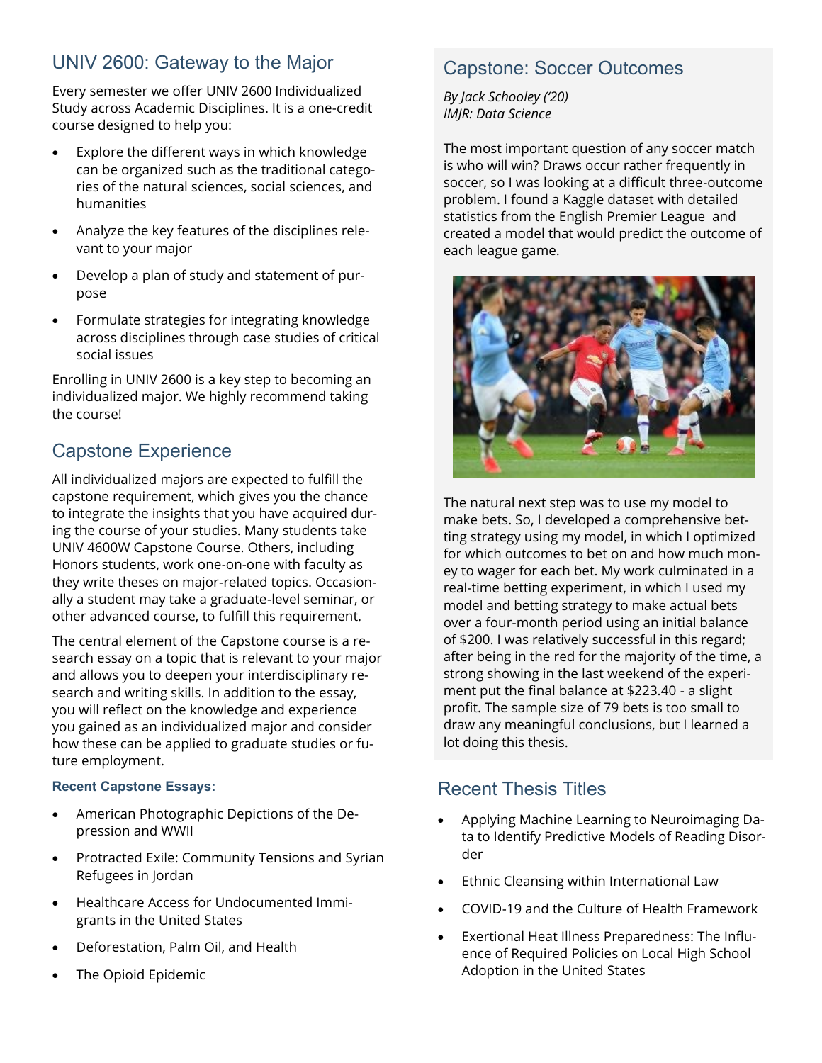## UNIV 2600: Gateway to the Major

Every semester we offer UNIV 2600 Individualized Study across Academic Disciplines. It is a one-credit course designed to help you:

- Explore the different ways in which knowledge can be organized such as the traditional categories of the natural sciences, social sciences, and humanities
- Analyze the key features of the disciplines relevant to your major
- Develop a plan of study and statement of purpose
- Formulate strategies for integrating knowledge across disciplines through case studies of critical social issues

Enrolling in UNIV 2600 is a key step to becoming an individualized major. We highly recommend taking the course!

## Capstone Experience

All individualized majors are expected to fulfill the capstone requirement, which gives you the chance to integrate the insights that you have acquired during the course of your studies. Many students take UNIV 4600W Capstone Course. Others, including Honors students, work one-on-one with faculty as they write theses on major-related topics. Occasionally a student may take a graduate-level seminar, or other advanced course, to fulfill this requirement.

The central element of the Capstone course is a research essay on a topic that is relevant to your major and allows you to deepen your interdisciplinary research and writing skills. In addition to the essay, you will reflect on the knowledge and experience you gained as an individualized major and consider how these can be applied to graduate studies or future employment.

**Recent Capstone Essays:**

- American Photographic Depictions of the Depression and WWII
- Protracted Exile: Community Tensions and Syrian Refugees in Jordan
- Healthcare Access for Undocumented Immigrants in the United States
- Deforestation, Palm Oil, and Health
- The Opioid Epidemic

## Capstone: Soccer Outcomes

*By Jack Schooley ('20)*
*IMJR: Data Science*

The most important question of any soccer match is who will win? Draws occur rather frequently in soccer, so I was looking at a difficult three-outcome problem. I found a Kaggle dataset with detailed statistics from the English Premier League and created a model that would predict the outcome of each league game.

The natural next step was to use my model to make bets. So, I developed a comprehensive betting strategy using my model, in which I optimized for which outcomes to bet on and how much money to wager for each bet. My work culminated in a real-time betting experiment, in which I used my model and betting strategy to make actual bets over a four-month period using an initial balance of $200. I was relatively successful in this regard; after being in the red for the majority of the time, a strong showing in the last weekend of the experiment put the final balance at $223.40 - a slight profit. The sample size of 79 bets is too small to draw any meaningful conclusions, but I learned a lot doing this thesis.

## Recent Thesis Titles

- Applying Machine Learning to Neuroimaging Data to Identify Predictive Models of Reading Disorder
- Ethnic Cleansing within International Law
- COVID-19 and the Culture of Health Framework
- Exertional Heat Illness Preparedness: The Influence of Required Policies on Local High School Adoption in the United States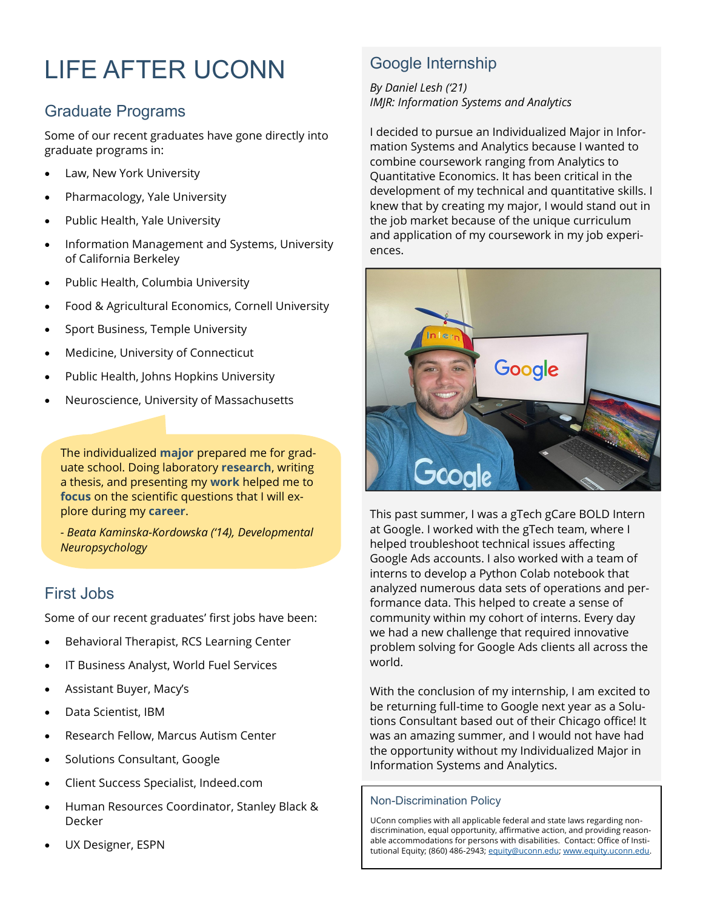# LIFE AFTER UCONN

## Graduate Programs

Some of our recent graduates have gone directly into graduate programs in:

- Law, New York University
- Pharmacology, Yale University
- Public Health, Yale University
- Information Management and Systems, University of California Berkeley
- Public Health, Columbia University
- Food & Agricultural Economics, Cornell University
- Sport Business, Temple University
- Medicine, University of Connecticut
- Public Health, Johns Hopkins University
- Neuroscience, University of Massachusetts

The individualized **major** prepared me for graduate school. Doing laboratory **research**, writing a thesis, and presenting my **work** helped me to **focus** on the scientific questions that I will explore during my **career**.

*- Beata Kaminska-Kordowska ('14), Developmental Neuropsychology*

## First Jobs

Some of our recent graduates' first jobs have been:

- Behavioral Therapist, RCS Learning Center
- IT Business Analyst, World Fuel Services
- Assistant Buyer, Macy's
- Data Scientist, IBM
- Research Fellow, Marcus Autism Center
- Solutions Consultant, Google
- Client Success Specialist, Indeed.com
- Human Resources Coordinator, Stanley Black & Decker
- UX Designer, ESPN

## Google Internship

*By Daniel Lesh ('21)*
*IMJR: Information Systems and Analytics*

I decided to pursue an Individualized Major in Information Systems and Analytics because I wanted to combine coursework ranging from Analytics to Quantitative Economics. It has been critical in the development of my technical and quantitative skills. I knew that by creating my major, I would stand out in the job market because of the unique curriculum and application of my coursework in my job experiences.

This past summer, I was a gTech gCare BOLD Intern at Google. I worked with the gTech team, where I helped troubleshoot technical issues affecting Google Ads accounts. I also worked with a team of interns to develop a Python Colab notebook that analyzed numerous data sets of operations and performance data. This helped to create a sense of community within my cohort of interns. Every day we had a new challenge that required innovative problem solving for Google Ads clients all across the world.

With the conclusion of my internship, I am excited to be returning full-time to Google next year as a Solutions Consultant based out of their Chicago office! It was an amazing summer, and I would not have had the opportunity without my Individualized Major in Information Systems and Analytics.

### Non-Discrimination Policy

UConn complies with all applicable federal and state laws regarding non-discrimination, equal opportunity, affirmative action, and providing reasonable accommodations for persons with disabilities. Contact: Office of Institutional Equity; (860) 486-2943; equity@uconn.edu; www.equity.uconn.edu.